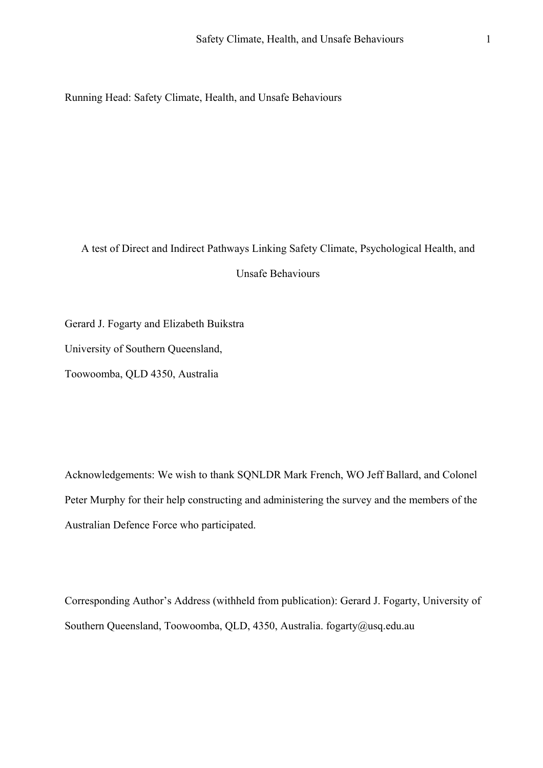Running Head: Safety Climate, Health, and Unsafe Behaviours

# A test of Direct and Indirect Pathways Linking Safety Climate, Psychological Health, and Unsafe Behaviours

Gerard J. Fogarty and Elizabeth Buikstra

University of Southern Queensland,

Toowoomba, QLD 4350, Australia

Acknowledgements: We wish to thank SQNLDR Mark French, WO Jeff Ballard, and Colonel Peter Murphy for their help constructing and administering the survey and the members of the Australian Defence Force who participated.

Corresponding Author's Address (withheld from publication): Gerard J. Fogarty, University of Southern Queensland, Toowoomba, QLD, 4350, Australia. fogarty@usq.edu.au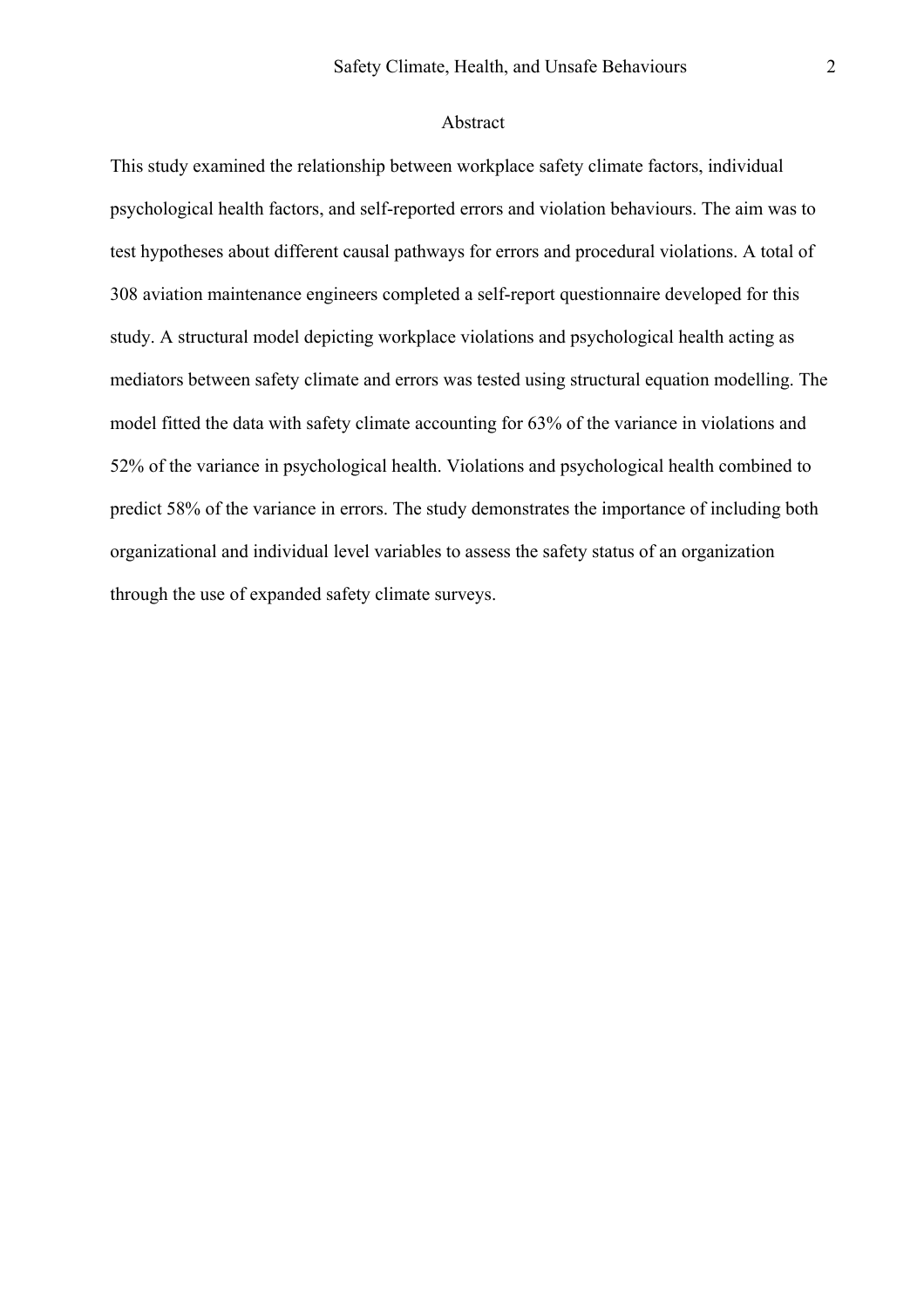## Abstract

This study examined the relationship between workplace safety climate factors, individual psychological health factors, and self-reported errors and violation behaviours. The aim was to test hypotheses about different causal pathways for errors and procedural violations. A total of 308 aviation maintenance engineers completed a self-report questionnaire developed for this study. A structural model depicting workplace violations and psychological health acting as mediators between safety climate and errors was tested using structural equation modelling. The model fitted the data with safety climate accounting for 63% of the variance in violations and 52% of the variance in psychological health. Violations and psychological health combined to predict 58% of the variance in errors. The study demonstrates the importance of including both organizational and individual level variables to assess the safety status of an organization through the use of expanded safety climate surveys.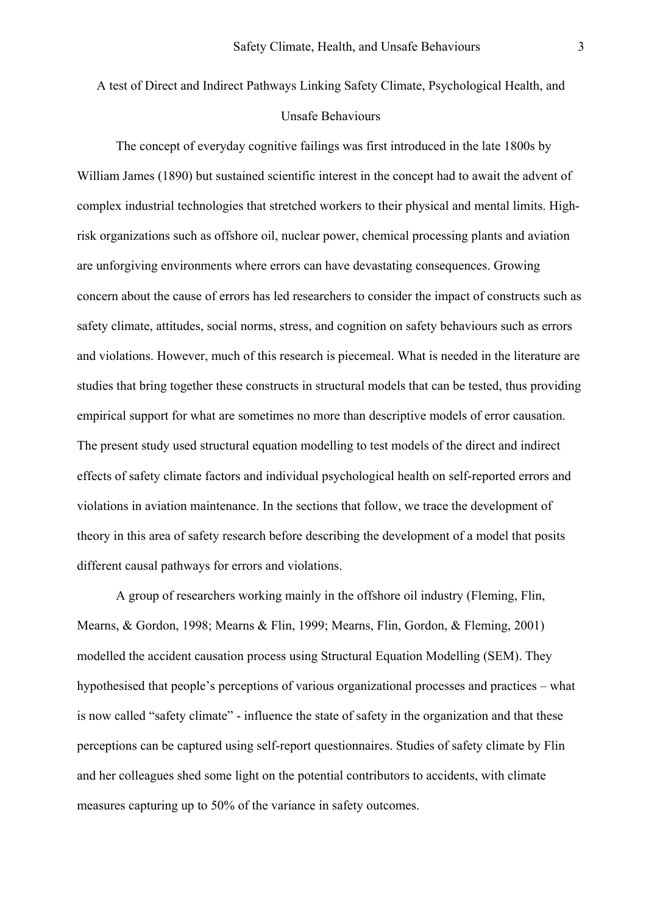# A test of Direct and Indirect Pathways Linking Safety Climate, Psychological Health, and Unsafe Behaviours

The concept of everyday cognitive failings was first introduced in the late 1800s by William James (1890) but sustained scientific interest in the concept had to await the advent of complex industrial technologies that stretched workers to their physical and mental limits. High-risk organizations such as offshore oil, nuclear power, chemical processing plants and aviation are unforgiving environments where errors can have devastating consequences. Growing concern about the cause of errors has led researchers to consider the impact of constructs such as safety climate, attitudes, social norms, stress, and cognition on safety behaviours such as errors and violations. However, much of this research is piecemeal. What is needed in the literature are studies that bring together these constructs in structural models that can be tested, thus providing empirical support for what are sometimes no more than descriptive models of error causation. The present study used structural equation modelling to test models of the direct and indirect effects of safety climate factors and individual psychological health on self-reported errors and violations in aviation maintenance. In the sections that follow, we trace the development of theory in this area of safety research before describing the development of a model that posits different causal pathways for errors and violations.

A group of researchers working mainly in the offshore oil industry (Fleming, Flin, Mearns, & Gordon, 1998; Mearns & Flin, 1999; Mearns, Flin, Gordon, & Fleming, 2001) modelled the accident causation process using Structural Equation Modelling (SEM). They hypothesised that people's perceptions of various organizational processes and practices – what is now called "safety climate" - influence the state of safety in the organization and that these perceptions can be captured using self-report questionnaires. Studies of safety climate by Flin and her colleagues shed some light on the potential contributors to accidents, with climate measures capturing up to 50% of the variance in safety outcomes.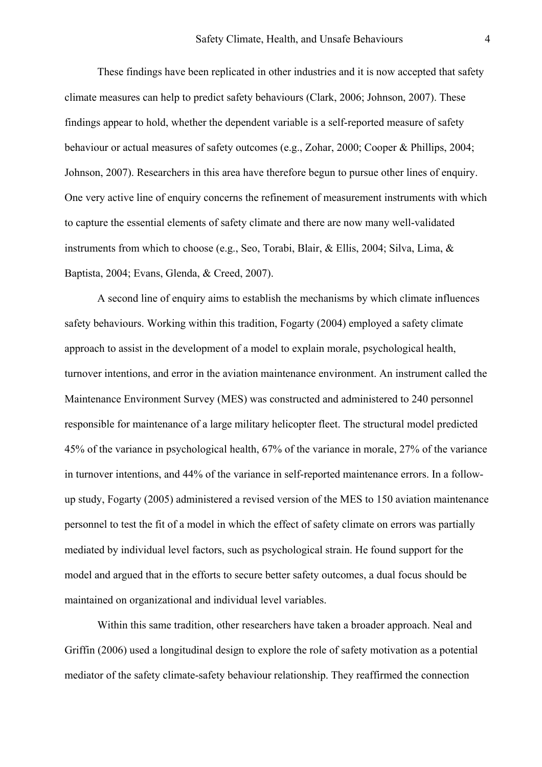These findings have been replicated in other industries and it is now accepted that safety climate measures can help to predict safety behaviours (Clark, 2006; Johnson, 2007). These findings appear to hold, whether the dependent variable is a self-reported measure of safety behaviour or actual measures of safety outcomes (e.g., Zohar, 2000; Cooper & Phillips, 2004; Johnson, 2007). Researchers in this area have therefore begun to pursue other lines of enquiry. One very active line of enquiry concerns the refinement of measurement instruments with which to capture the essential elements of safety climate and there are now many well-validated instruments from which to choose (e.g., Seo, Torabi, Blair, & Ellis, 2004; Silva, Lima, & Baptista, 2004; Evans, Glenda, & Creed, 2007).

A second line of enquiry aims to establish the mechanisms by which climate influences safety behaviours. Working within this tradition, Fogarty (2004) employed a safety climate approach to assist in the development of a model to explain morale, psychological health, turnover intentions, and error in the aviation maintenance environment. An instrument called the Maintenance Environment Survey (MES) was constructed and administered to 240 personnel responsible for maintenance of a large military helicopter fleet. The structural model predicted 45% of the variance in psychological health, 67% of the variance in morale, 27% of the variance in turnover intentions, and 44% of the variance in self-reported maintenance errors. In a follow-up study, Fogarty (2005) administered a revised version of the MES to 150 aviation maintenance personnel to test the fit of a model in which the effect of safety climate on errors was partially mediated by individual level factors, such as psychological strain. He found support for the model and argued that in the efforts to secure better safety outcomes, a dual focus should be maintained on organizational and individual level variables.

Within this same tradition, other researchers have taken a broader approach. Neal and Griffin (2006) used a longitudinal design to explore the role of safety motivation as a potential mediator of the safety climate-safety behaviour relationship. They reaffirmed the connection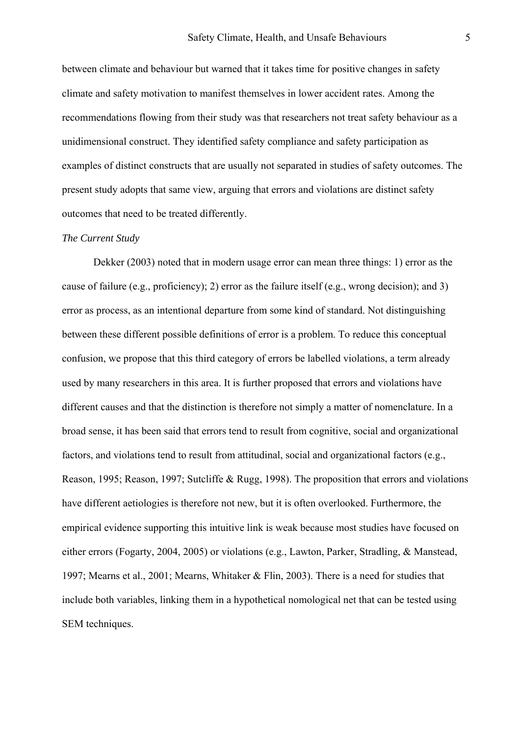between climate and behaviour but warned that it takes time for positive changes in safety climate and safety motivation to manifest themselves in lower accident rates. Among the recommendations flowing from their study was that researchers not treat safety behaviour as a unidimensional construct. They identified safety compliance and safety participation as examples of distinct constructs that are usually not separated in studies of safety outcomes. The present study adopts that same view, arguing that errors and violations are distinct safety outcomes that need to be treated differently.

*The Current Study*

Dekker (2003) noted that in modern usage error can mean three things: 1) error as the cause of failure (e.g., proficiency); 2) error as the failure itself (e.g., wrong decision); and 3) error as process, as an intentional departure from some kind of standard. Not distinguishing between these different possible definitions of error is a problem. To reduce this conceptual confusion, we propose that this third category of errors be labelled violations, a term already used by many researchers in this area. It is further proposed that errors and violations have different causes and that the distinction is therefore not simply a matter of nomenclature. In a broad sense, it has been said that errors tend to result from cognitive, social and organizational factors, and violations tend to result from attitudinal, social and organizational factors (e.g., Reason, 1995; Reason, 1997; Sutcliffe & Rugg, 1998). The proposition that errors and violations have different aetiologies is therefore not new, but it is often overlooked. Furthermore, the empirical evidence supporting this intuitive link is weak because most studies have focused on either errors (Fogarty, 2004, 2005) or violations (e.g., Lawton, Parker, Stradling, & Manstead, 1997; Mearns et al., 2001; Mearns, Whitaker & Flin, 2003). There is a need for studies that include both variables, linking them in a hypothetical nomological net that can be tested using SEM techniques.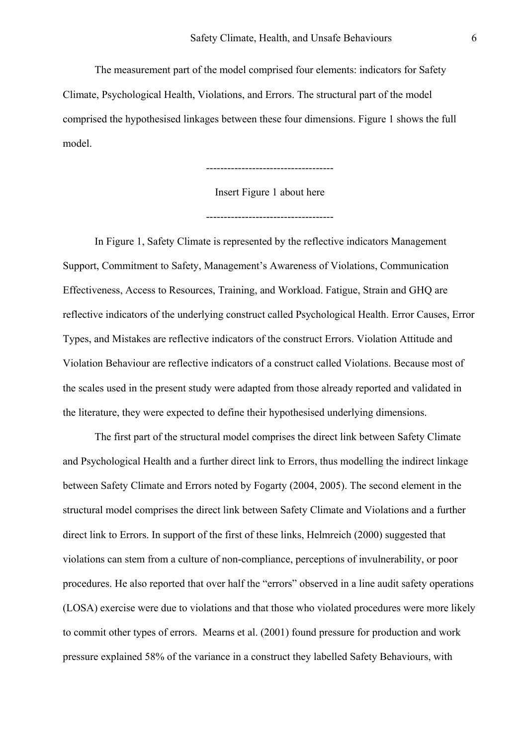The measurement part of the model comprised four elements: indicators for Safety Climate, Psychological Health, Violations, and Errors. The structural part of the model comprised the hypothesised linkages between these four dimensions. Figure 1 shows the full model.

------------------------------------

Insert Figure 1 about here

------------------------------------

In Figure 1, Safety Climate is represented by the reflective indicators Management Support, Commitment to Safety, Management's Awareness of Violations, Communication Effectiveness, Access to Resources, Training, and Workload. Fatigue, Strain and GHQ are reflective indicators of the underlying construct called Psychological Health. Error Causes, Error Types, and Mistakes are reflective indicators of the construct Errors. Violation Attitude and Violation Behaviour are reflective indicators of a construct called Violations. Because most of the scales used in the present study were adapted from those already reported and validated in the literature, they were expected to define their hypothesised underlying dimensions.

The first part of the structural model comprises the direct link between Safety Climate and Psychological Health and a further direct link to Errors, thus modelling the indirect linkage between Safety Climate and Errors noted by Fogarty (2004, 2005). The second element in the structural model comprises the direct link between Safety Climate and Violations and a further direct link to Errors. In support of the first of these links, Helmreich (2000) suggested that violations can stem from a culture of non-compliance, perceptions of invulnerability, or poor procedures. He also reported that over half the "errors" observed in a line audit safety operations (LOSA) exercise were due to violations and that those who violated procedures were more likely to commit other types of errors. Mearns et al. (2001) found pressure for production and work pressure explained 58% of the variance in a construct they labelled Safety Behaviours, with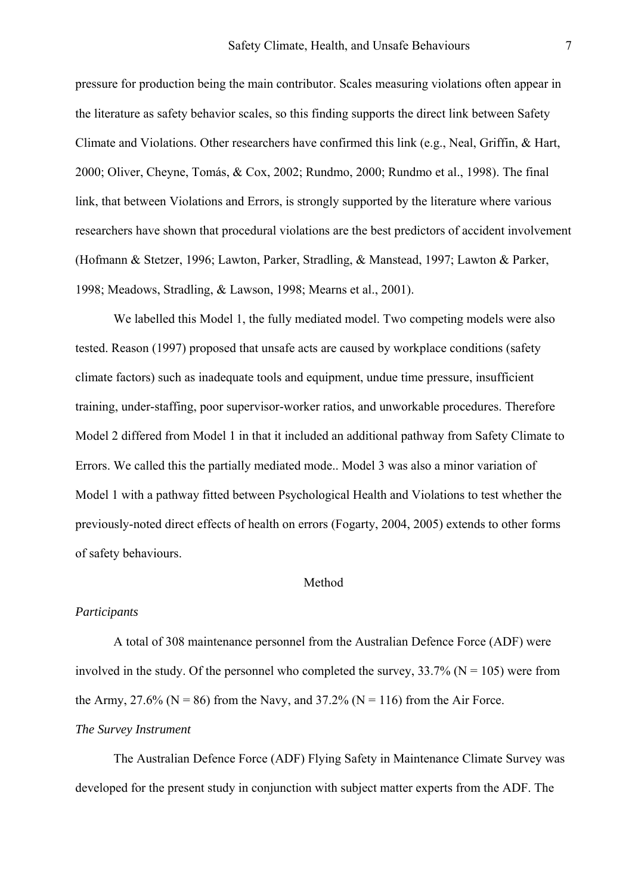pressure for production being the main contributor. Scales measuring violations often appear in the literature as safety behavior scales, so this finding supports the direct link between Safety Climate and Violations. Other researchers have confirmed this link (e.g., Neal, Griffin, & Hart, 2000; Oliver, Cheyne, Tomás, & Cox, 2002; Rundmo, 2000; Rundmo et al., 1998). The final link, that between Violations and Errors, is strongly supported by the literature where various researchers have shown that procedural violations are the best predictors of accident involvement (Hofmann & Stetzer, 1996; Lawton, Parker, Stradling, & Manstead, 1997; Lawton & Parker, 1998; Meadows, Stradling, & Lawson, 1998; Mearns et al., 2001).

We labelled this Model 1, the fully mediated model. Two competing models were also tested. Reason (1997) proposed that unsafe acts are caused by workplace conditions (safety climate factors) such as inadequate tools and equipment, undue time pressure, insufficient training, under-staffing, poor supervisor-worker ratios, and unworkable procedures. Therefore Model 2 differed from Model 1 in that it included an additional pathway from Safety Climate to Errors. We called this the partially mediated mode.. Model 3 was also a minor variation of Model 1 with a pathway fitted between Psychological Health and Violations to test whether the previously-noted direct effects of health on errors (Fogarty, 2004, 2005) extends to other forms of safety behaviours.

## Method

### *Participants*

A total of 308 maintenance personnel from the Australian Defence Force (ADF) were involved in the study. Of the personnel who completed the survey, 33.7% (N = 105) were from the Army, 27.6% (N = 86) from the Navy, and 37.2% (N = 116) from the Air Force.

### *The Survey Instrument*

The Australian Defence Force (ADF) Flying Safety in Maintenance Climate Survey was developed for the present study in conjunction with subject matter experts from the ADF. The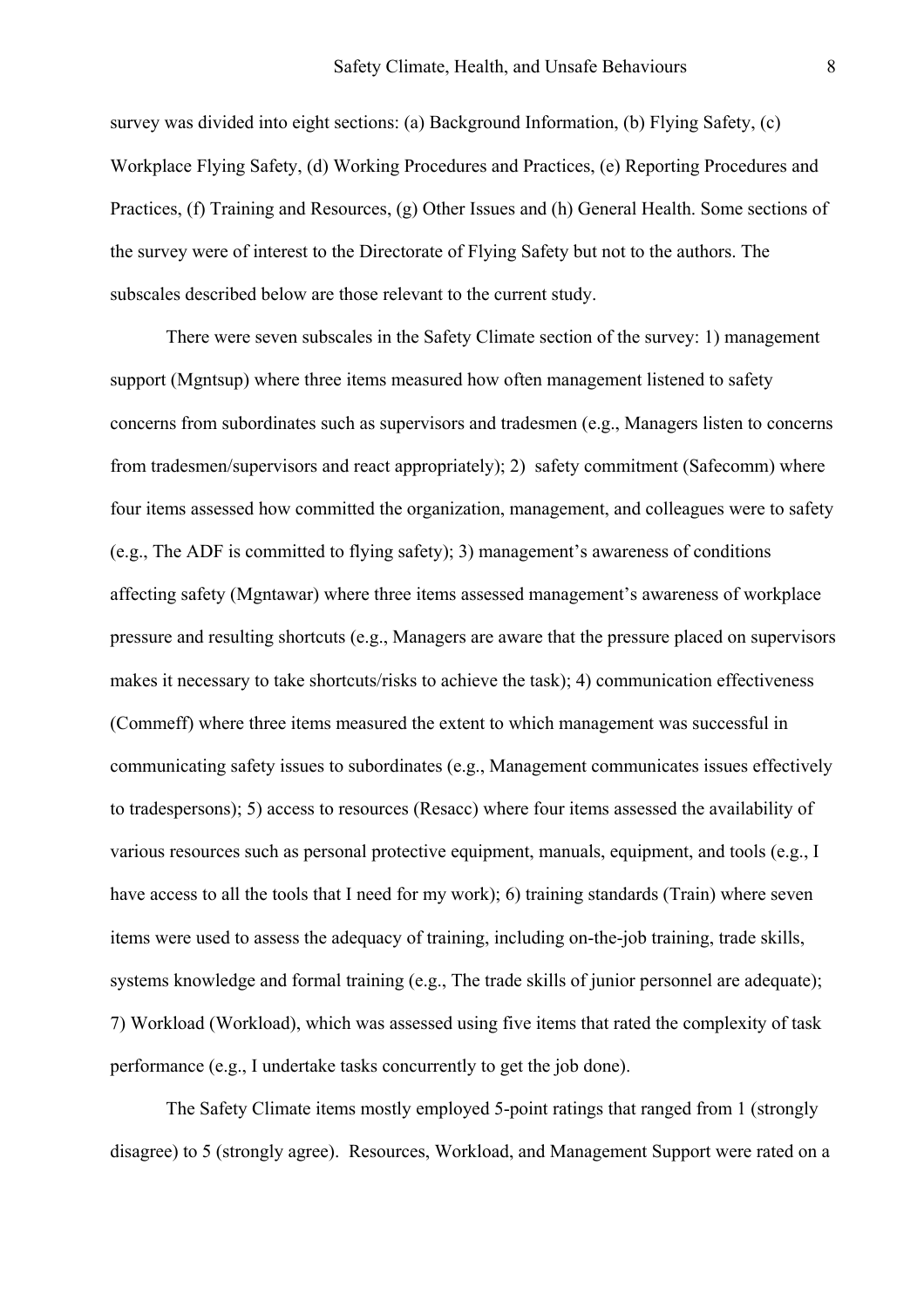survey was divided into eight sections: (a) Background Information, (b) Flying Safety, (c) Workplace Flying Safety, (d) Working Procedures and Practices, (e) Reporting Procedures and Practices, (f) Training and Resources, (g) Other Issues and (h) General Health. Some sections of the survey were of interest to the Directorate of Flying Safety but not to the authors. The subscales described below are those relevant to the current study.

There were seven subscales in the Safety Climate section of the survey: 1) management support (Mgntsup) where three items measured how often management listened to safety concerns from subordinates such as supervisors and tradesmen (e.g., Managers listen to concerns from tradesmen/supervisors and react appropriately); 2) safety commitment (Safecomm) where four items assessed how committed the organization, management, and colleagues were to safety (e.g., The ADF is committed to flying safety); 3) management's awareness of conditions affecting safety (Mgntawar) where three items assessed management's awareness of workplace pressure and resulting shortcuts (e.g., Managers are aware that the pressure placed on supervisors makes it necessary to take shortcuts/risks to achieve the task); 4) communication effectiveness (Commeff) where three items measured the extent to which management was successful in communicating safety issues to subordinates (e.g., Management communicates issues effectively to tradespersons); 5) access to resources (Resacc) where four items assessed the availability of various resources such as personal protective equipment, manuals, equipment, and tools (e.g., I have access to all the tools that I need for my work); 6) training standards (Train) where seven items were used to assess the adequacy of training, including on-the-job training, trade skills, systems knowledge and formal training (e.g., The trade skills of junior personnel are adequate); 7) Workload (Workload), which was assessed using five items that rated the complexity of task performance (e.g., I undertake tasks concurrently to get the job done).

The Safety Climate items mostly employed 5-point ratings that ranged from 1 (strongly disagree) to 5 (strongly agree). Resources, Workload, and Management Support were rated on a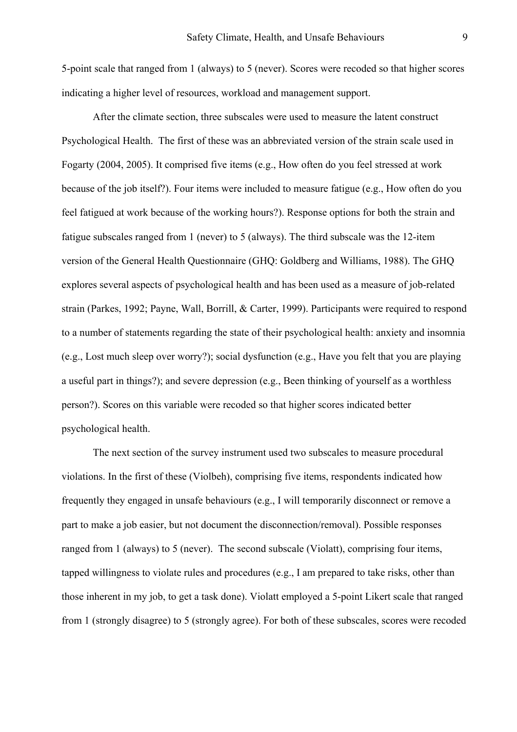5-point scale that ranged from 1 (always) to 5 (never). Scores were recoded so that higher scores indicating a higher level of resources, workload and management support.

After the climate section, three subscales were used to measure the latent construct Psychological Health. The first of these was an abbreviated version of the strain scale used in Fogarty (2004, 2005). It comprised five items (e.g., How often do you feel stressed at work because of the job itself?). Four items were included to measure fatigue (e.g., How often do you feel fatigued at work because of the working hours?). Response options for both the strain and fatigue subscales ranged from 1 (never) to 5 (always). The third subscale was the 12-item version of the General Health Questionnaire (GHQ: Goldberg and Williams, 1988). The GHQ explores several aspects of psychological health and has been used as a measure of job-related strain (Parkes, 1992; Payne, Wall, Borrill, & Carter, 1999). Participants were required to respond to a number of statements regarding the state of their psychological health: anxiety and insomnia (e.g., Lost much sleep over worry?); social dysfunction (e.g., Have you felt that you are playing a useful part in things?); and severe depression (e.g., Been thinking of yourself as a worthless person?). Scores on this variable were recoded so that higher scores indicated better psychological health.

The next section of the survey instrument used two subscales to measure procedural violations. In the first of these (Violbeh), comprising five items, respondents indicated how frequently they engaged in unsafe behaviours (e.g., I will temporarily disconnect or remove a part to make a job easier, but not document the disconnection/removal). Possible responses ranged from 1 (always) to 5 (never). The second subscale (Violatt), comprising four items, tapped willingness to violate rules and procedures (e.g., I am prepared to take risks, other than those inherent in my job, to get a task done). Violatt employed a 5-point Likert scale that ranged from 1 (strongly disagree) to 5 (strongly agree). For both of these subscales, scores were recoded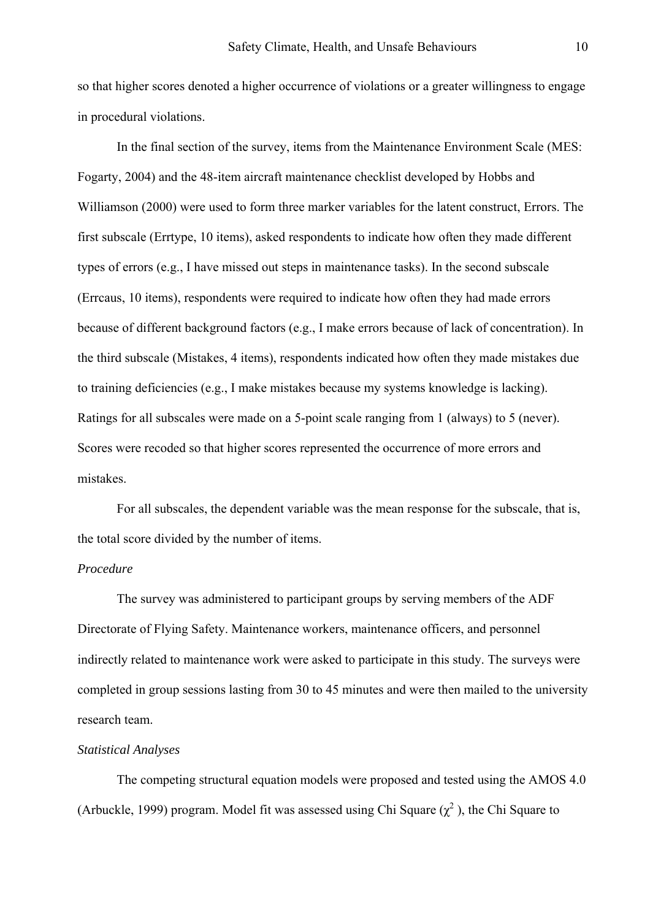so that higher scores denoted a higher occurrence of violations or a greater willingness to engage in procedural violations.

In the final section of the survey, items from the Maintenance Environment Scale (MES: Fogarty, 2004) and the 48-item aircraft maintenance checklist developed by Hobbs and Williamson (2000) were used to form three marker variables for the latent construct, Errors. The first subscale (Errtype, 10 items), asked respondents to indicate how often they made different types of errors (e.g., I have missed out steps in maintenance tasks). In the second subscale (Errcaus, 10 items), respondents were required to indicate how often they had made errors because of different background factors (e.g., I make errors because of lack of concentration). In the third subscale (Mistakes, 4 items), respondents indicated how often they made mistakes due to training deficiencies (e.g., I make mistakes because my systems knowledge is lacking). Ratings for all subscales were made on a 5-point scale ranging from 1 (always) to 5 (never). Scores were recoded so that higher scores represented the occurrence of more errors and mistakes.

For all subscales, the dependent variable was the mean response for the subscale, that is, the total score divided by the number of items.

*Procedure*

The survey was administered to participant groups by serving members of the ADF Directorate of Flying Safety. Maintenance workers, maintenance officers, and personnel indirectly related to maintenance work were asked to participate in this study. The surveys were completed in group sessions lasting from 30 to 45 minutes and were then mailed to the university research team.

*Statistical Analyses*

The competing structural equation models were proposed and tested using the AMOS 4.0 (Arbuckle, 1999) program. Model fit was assessed using Chi Square ($\chi^2$), the Chi Square to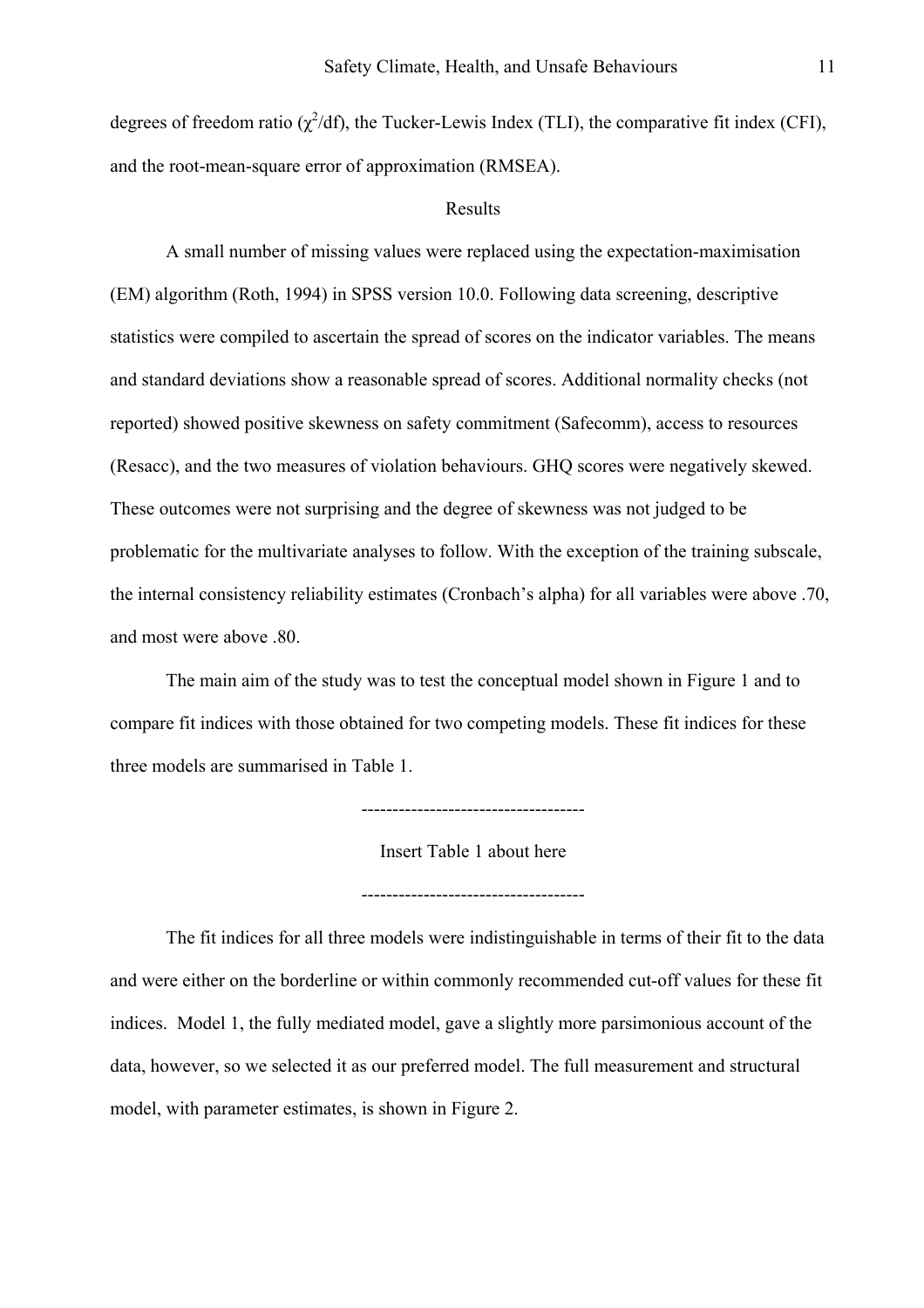degrees of freedom ratio ($\chi^2$/df), the Tucker-Lewis Index (TLI), the comparative fit index (CFI), and the root-mean-square error of approximation (RMSEA).

## Results

A small number of missing values were replaced using the expectation-maximisation (EM) algorithm (Roth, 1994) in SPSS version 10.0. Following data screening, descriptive statistics were compiled to ascertain the spread of scores on the indicator variables. The means and standard deviations show a reasonable spread of scores. Additional normality checks (not reported) showed positive skewness on safety commitment (Safecomm), access to resources (Resacc), and the two measures of violation behaviours. GHQ scores were negatively skewed. These outcomes were not surprising and the degree of skewness was not judged to be problematic for the multivariate analyses to follow. With the exception of the training subscale, the internal consistency reliability estimates (Cronbach's alpha) for all variables were above .70, and most were above .80.

The main aim of the study was to test the conceptual model shown in Figure 1 and to compare fit indices with those obtained for two competing models. These fit indices for these three models are summarised in Table 1.

------------------------------------

Insert Table 1 about here

------------------------------------

The fit indices for all three models were indistinguishable in terms of their fit to the data and were either on the borderline or within commonly recommended cut-off values for these fit indices. Model 1, the fully mediated model, gave a slightly more parsimonious account of the data, however, so we selected it as our preferred model. The full measurement and structural model, with parameter estimates, is shown in Figure 2.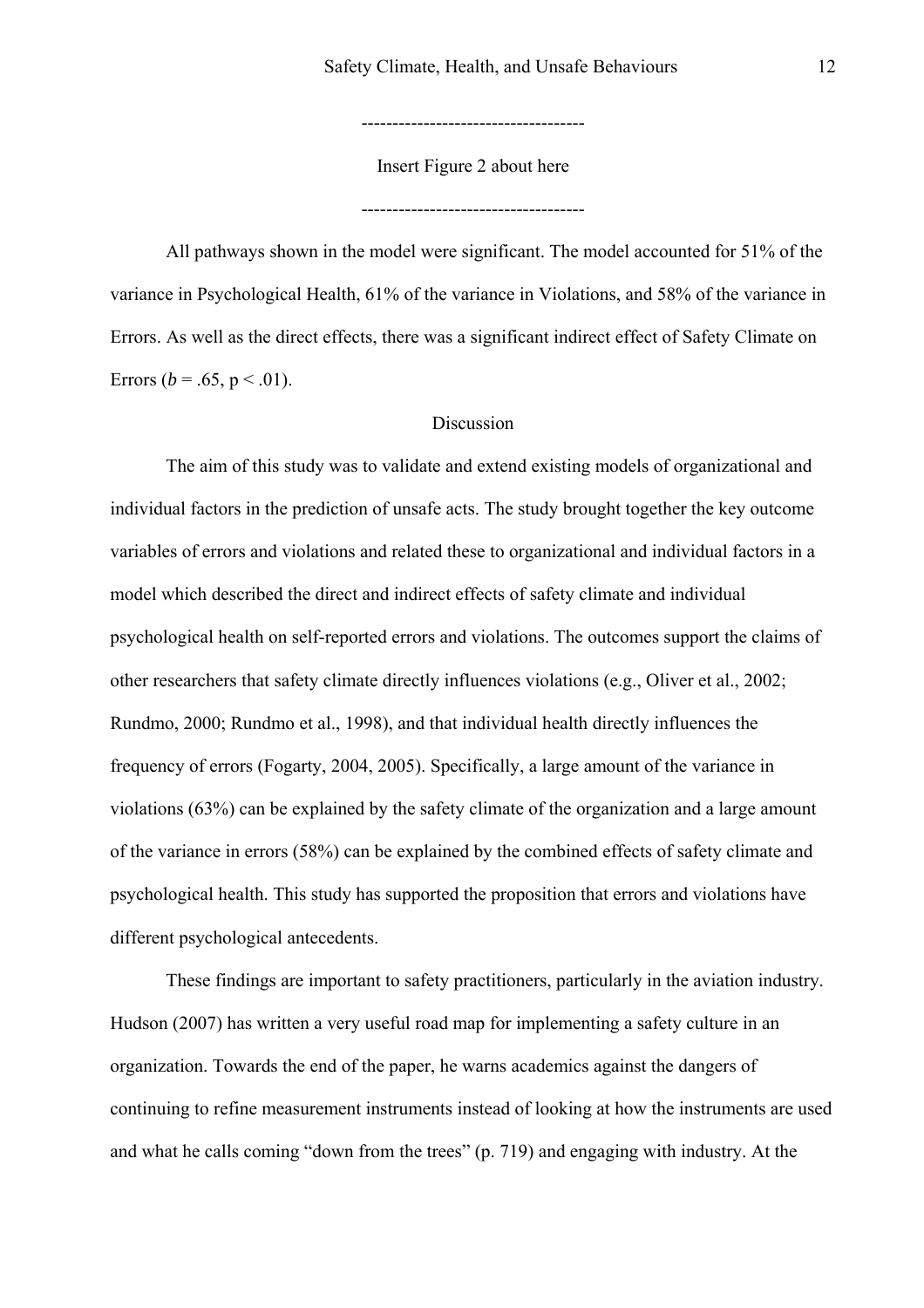------------------------------------

Insert Figure 2 about here

------------------------------------

All pathways shown in the model were significant. The model accounted for 51% of the variance in Psychological Health, 61% of the variance in Violations, and 58% of the variance in Errors. As well as the direct effects, there was a significant indirect effect of Safety Climate on Errors ($b = .65$, $p < .01$).

## Discussion

The aim of this study was to validate and extend existing models of organizational and individual factors in the prediction of unsafe acts. The study brought together the key outcome variables of errors and violations and related these to organizational and individual factors in a model which described the direct and indirect effects of safety climate and individual psychological health on self-reported errors and violations. The outcomes support the claims of other researchers that safety climate directly influences violations (e.g., Oliver et al., 2002; Rundmo, 2000; Rundmo et al., 1998), and that individual health directly influences the frequency of errors (Fogarty, 2004, 2005). Specifically, a large amount of the variance in violations (63%) can be explained by the safety climate of the organization and a large amount of the variance in errors (58%) can be explained by the combined effects of safety climate and psychological health. This study has supported the proposition that errors and violations have different psychological antecedents.

These findings are important to safety practitioners, particularly in the aviation industry. Hudson (2007) has written a very useful road map for implementing a safety culture in an organization. Towards the end of the paper, he warns academics against the dangers of continuing to refine measurement instruments instead of looking at how the instruments are used and what he calls coming "down from the trees" (p. 719) and engaging with industry. At the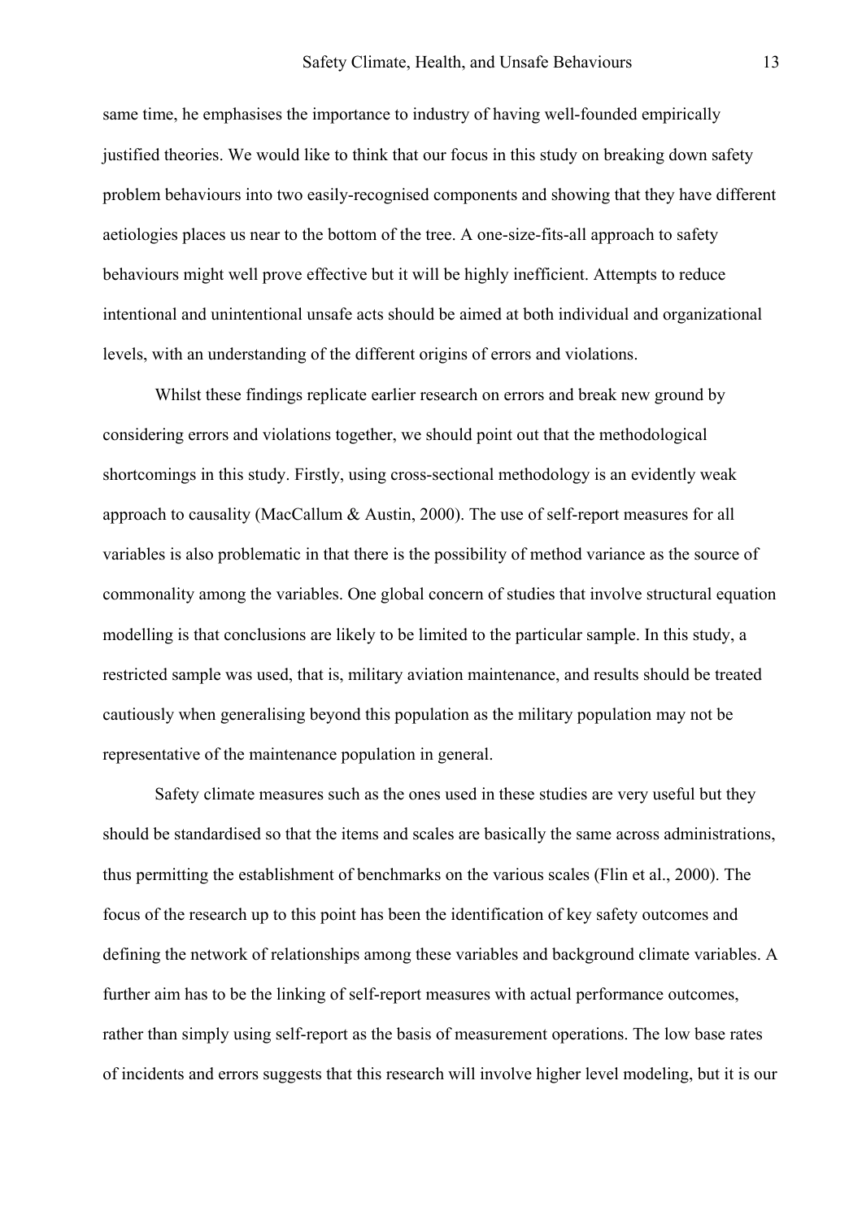same time, he emphasises the importance to industry of having well-founded empirically justified theories. We would like to think that our focus in this study on breaking down safety problem behaviours into two easily-recognised components and showing that they have different aetiologies places us near to the bottom of the tree. A one-size-fits-all approach to safety behaviours might well prove effective but it will be highly inefficient. Attempts to reduce intentional and unintentional unsafe acts should be aimed at both individual and organizational levels, with an understanding of the different origins of errors and violations.

Whilst these findings replicate earlier research on errors and break new ground by considering errors and violations together, we should point out that the methodological shortcomings in this study. Firstly, using cross-sectional methodology is an evidently weak approach to causality (MacCallum & Austin, 2000). The use of self-report measures for all variables is also problematic in that there is the possibility of method variance as the source of commonality among the variables. One global concern of studies that involve structural equation modelling is that conclusions are likely to be limited to the particular sample. In this study, a restricted sample was used, that is, military aviation maintenance, and results should be treated cautiously when generalising beyond this population as the military population may not be representative of the maintenance population in general.

Safety climate measures such as the ones used in these studies are very useful but they should be standardised so that the items and scales are basically the same across administrations, thus permitting the establishment of benchmarks on the various scales (Flin et al., 2000). The focus of the research up to this point has been the identification of key safety outcomes and defining the network of relationships among these variables and background climate variables. A further aim has to be the linking of self-report measures with actual performance outcomes, rather than simply using self-report as the basis of measurement operations. The low base rates of incidents and errors suggests that this research will involve higher level modeling, but it is our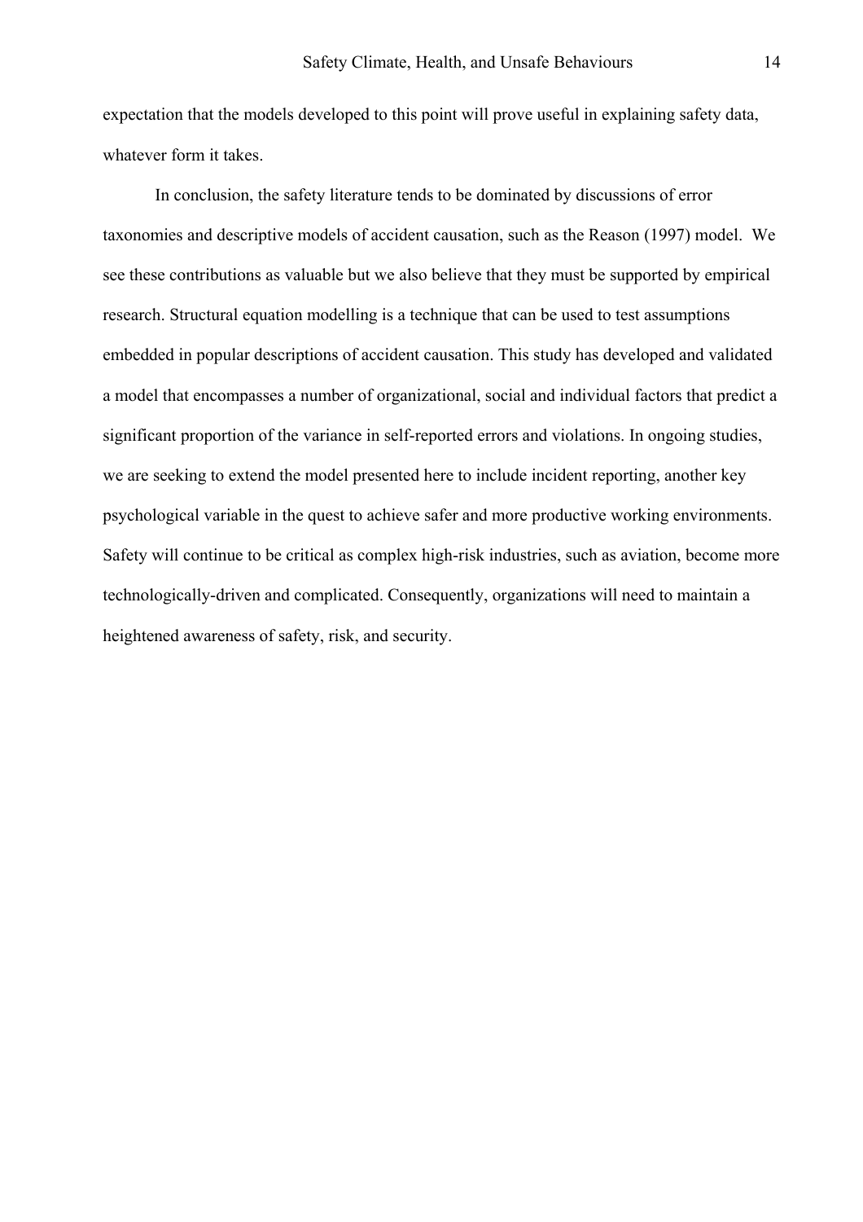expectation that the models developed to this point will prove useful in explaining safety data, whatever form it takes.

In conclusion, the safety literature tends to be dominated by discussions of error taxonomies and descriptive models of accident causation, such as the Reason (1997) model. We see these contributions as valuable but we also believe that they must be supported by empirical research. Structural equation modelling is a technique that can be used to test assumptions embedded in popular descriptions of accident causation. This study has developed and validated a model that encompasses a number of organizational, social and individual factors that predict a significant proportion of the variance in self-reported errors and violations. In ongoing studies, we are seeking to extend the model presented here to include incident reporting, another key psychological variable in the quest to achieve safer and more productive working environments. Safety will continue to be critical as complex high-risk industries, such as aviation, become more technologically-driven and complicated. Consequently, organizations will need to maintain a heightened awareness of safety, risk, and security.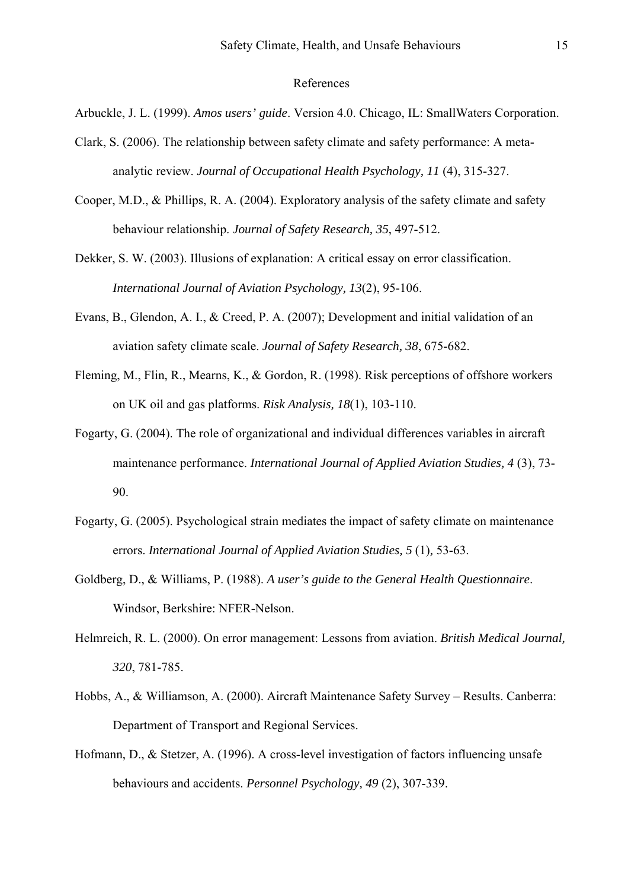# References

Arbuckle, J. L. (1999). *Amos users' guide*. Version 4.0. Chicago, IL: SmallWaters Corporation.

Clark, S. (2006). The relationship between safety climate and safety performance: A meta-analytic review. *Journal of Occupational Health Psychology, 11* (4), 315-327.

Cooper, M.D., & Phillips, R. A. (2004). Exploratory analysis of the safety climate and safety behaviour relationship. *Journal of Safety Research, 35*, 497-512.

Dekker, S. W. (2003). Illusions of explanation: A critical essay on error classification. *International Journal of Aviation Psychology, 13*(2), 95-106.

Evans, B., Glendon, A. I., & Creed, P. A. (2007); Development and initial validation of an aviation safety climate scale. *Journal of Safety Research, 38*, 675-682.

Fleming, M., Flin, R., Mearns, K., & Gordon, R. (1998). Risk perceptions of offshore workers on UK oil and gas platforms. *Risk Analysis, 18*(1), 103-110.

Fogarty, G. (2004). The role of organizational and individual differences variables in aircraft maintenance performance. *International Journal of Applied Aviation Studies, 4* (3), 73-90.

Fogarty, G. (2005). Psychological strain mediates the impact of safety climate on maintenance errors. *International Journal of Applied Aviation Studies, 5* (1), 53-63.

Goldberg, D., & Williams, P. (1988). *A user's guide to the General Health Questionnaire*. Windsor, Berkshire: NFER-Nelson.

Helmreich, R. L. (2000). On error management: Lessons from aviation. *British Medical Journal, 320*, 781-785.

Hobbs, A., & Williamson, A. (2000). Aircraft Maintenance Safety Survey – Results. Canberra: Department of Transport and Regional Services.

Hofmann, D., & Stetzer, A. (1996). A cross-level investigation of factors influencing unsafe behaviours and accidents. *Personnel Psychology, 49* (2), 307-339.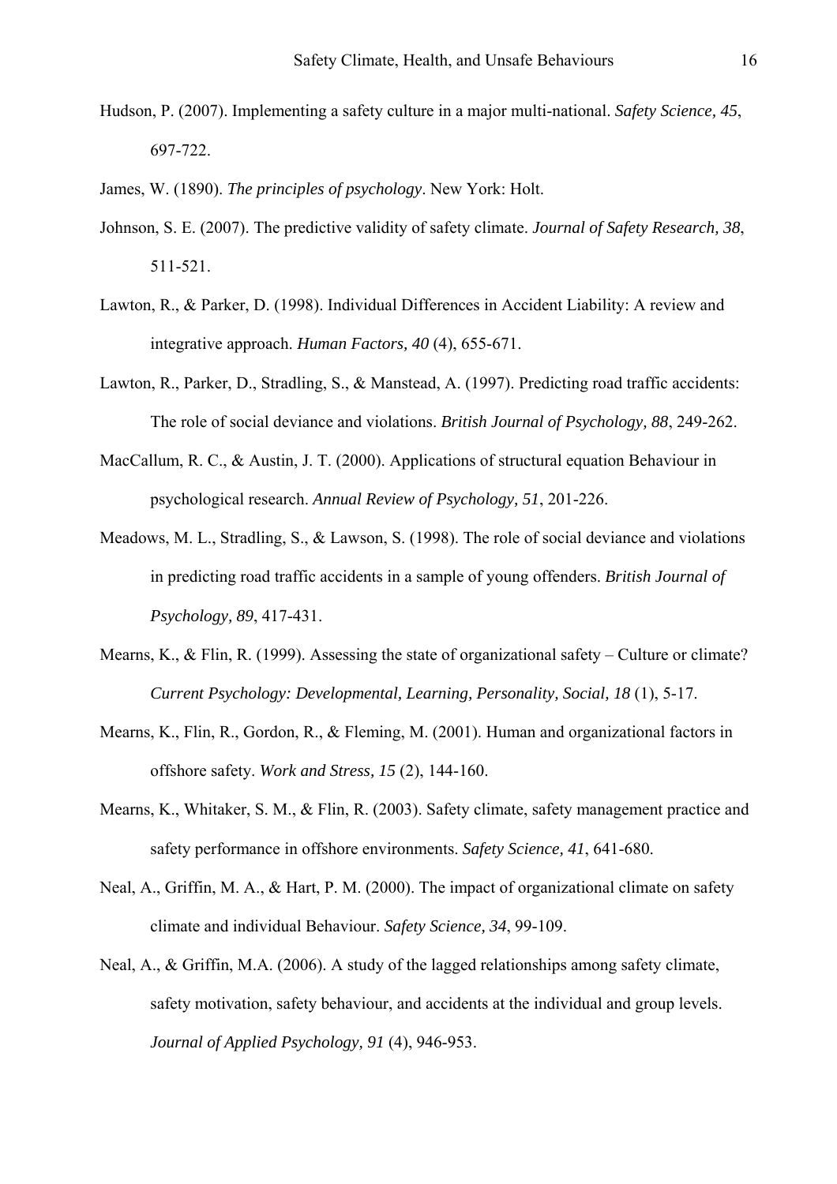Hudson, P. (2007). Implementing a safety culture in a major multi-national. *Safety Science, 45*, 697-722.

James, W. (1890). *The principles of psychology*. New York: Holt.

Johnson, S. E. (2007). The predictive validity of safety climate. *Journal of Safety Research, 38*, 511-521.

Lawton, R., & Parker, D. (1998). Individual Differences in Accident Liability: A review and integrative approach. *Human Factors, 40* (4), 655-671.

Lawton, R., Parker, D., Stradling, S., & Manstead, A. (1997). Predicting road traffic accidents: The role of social deviance and violations. *British Journal of Psychology, 88*, 249-262.

MacCallum, R. C., & Austin, J. T. (2000). Applications of structural equation Behaviour in psychological research. *Annual Review of Psychology, 51*, 201-226.

Meadows, M. L., Stradling, S., & Lawson, S. (1998). The role of social deviance and violations in predicting road traffic accidents in a sample of young offenders. *British Journal of Psychology, 89*, 417-431.

Mearns, K., & Flin, R. (1999). Assessing the state of organizational safety – Culture or climate? *Current Psychology: Developmental, Learning, Personality, Social, 18* (1), 5-17.

Mearns, K., Flin, R., Gordon, R., & Fleming, M. (2001). Human and organizational factors in offshore safety. *Work and Stress, 15* (2), 144-160.

Mearns, K., Whitaker, S. M., & Flin, R. (2003). Safety climate, safety management practice and safety performance in offshore environments. *Safety Science, 41*, 641-680.

Neal, A., Griffin, M. A., & Hart, P. M. (2000). The impact of organizational climate on safety climate and individual Behaviour. *Safety Science, 34*, 99-109.

Neal, A., & Griffin, M.A. (2006). A study of the lagged relationships among safety climate, safety motivation, safety behaviour, and accidents at the individual and group levels. *Journal of Applied Psychology, 91* (4), 946-953.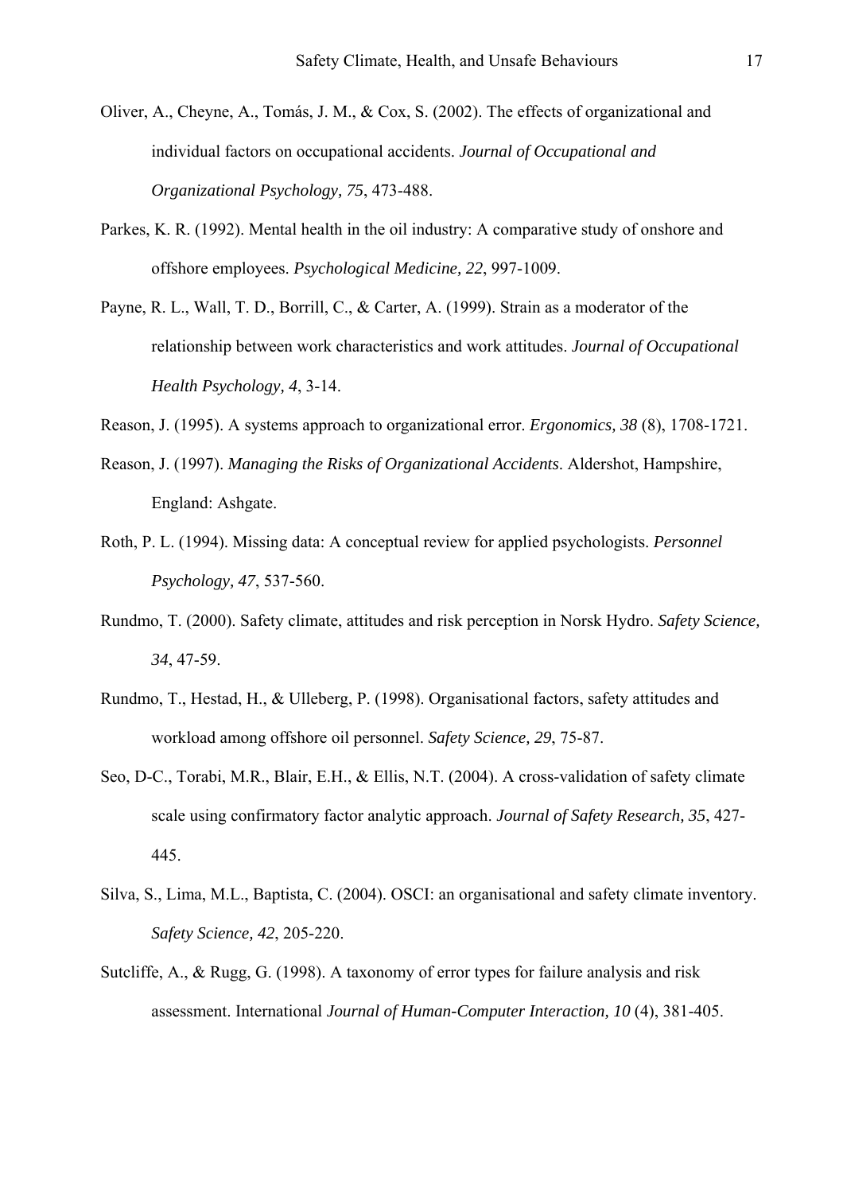Oliver, A., Cheyne, A., Tomás, J. M., & Cox, S. (2002). The effects of organizational and individual factors on occupational accidents. *Journal of Occupational and Organizational Psychology, 75*, 473-488.

Parkes, K. R. (1992). Mental health in the oil industry: A comparative study of onshore and offshore employees. *Psychological Medicine, 22*, 997-1009.

Payne, R. L., Wall, T. D., Borrill, C., & Carter, A. (1999). Strain as a moderator of the relationship between work characteristics and work attitudes. *Journal of Occupational Health Psychology, 4*, 3-14.

Reason, J. (1995). A systems approach to organizational error. *Ergonomics, 38* (8), 1708-1721.

Reason, J. (1997). *Managing the Risks of Organizational Accidents*. Aldershot, Hampshire, England: Ashgate.

Roth, P. L. (1994). Missing data: A conceptual review for applied psychologists. *Personnel Psychology, 47*, 537-560.

Rundmo, T. (2000). Safety climate, attitudes and risk perception in Norsk Hydro. *Safety Science, 34*, 47-59.

Rundmo, T., Hestad, H., & Ulleberg, P. (1998). Organisational factors, safety attitudes and workload among offshore oil personnel. *Safety Science, 29*, 75-87.

Seo, D-C., Torabi, M.R., Blair, E.H., & Ellis, N.T. (2004). A cross-validation of safety climate scale using confirmatory factor analytic approach. *Journal of Safety Research, 35*, 427-445.

Silva, S., Lima, M.L., Baptista, C. (2004). OSCI: an organisational and safety climate inventory. *Safety Science, 42*, 205-220.

Sutcliffe, A., & Rugg, G. (1998). A taxonomy of error types for failure analysis and risk assessment. International *Journal of Human-Computer Interaction, 10* (4), 381-405.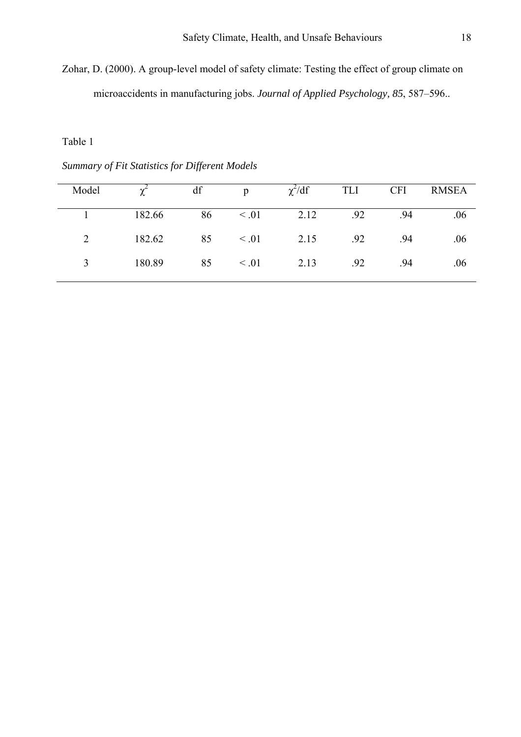Zohar, D. (2000). A group-level model of safety climate: Testing the effect of group climate on microaccidents in manufacturing jobs. *Journal of Applied Psychology, 85*, 587–596..

Table 1

*Summary of Fit Statistics for Different Models*

| Model | $\chi^2$ | df | p | $\chi^2$/df | TLI | CFI | RMSEA |
|---|---|---|---|---|---|---|---|
| 1 | 182.66 | 86 | < .01 | 2.12 | .92 | .94 | .06 |
| 2 | 182.62 | 85 | < .01 | 2.15 | .92 | .94 | .06 |
| 3 | 180.89 | 85 | < .01 | 2.13 | .92 | .94 | .06 |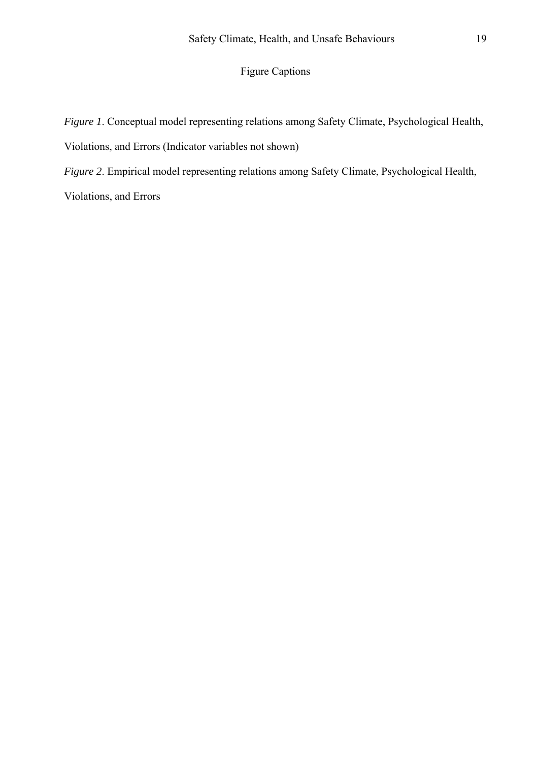# Figure Captions

*Figure 1*. Conceptual model representing relations among Safety Climate, Psychological Health, Violations, and Errors (Indicator variables not shown)

*Figure 2*. Empirical model representing relations among Safety Climate, Psychological Health, Violations, and Errors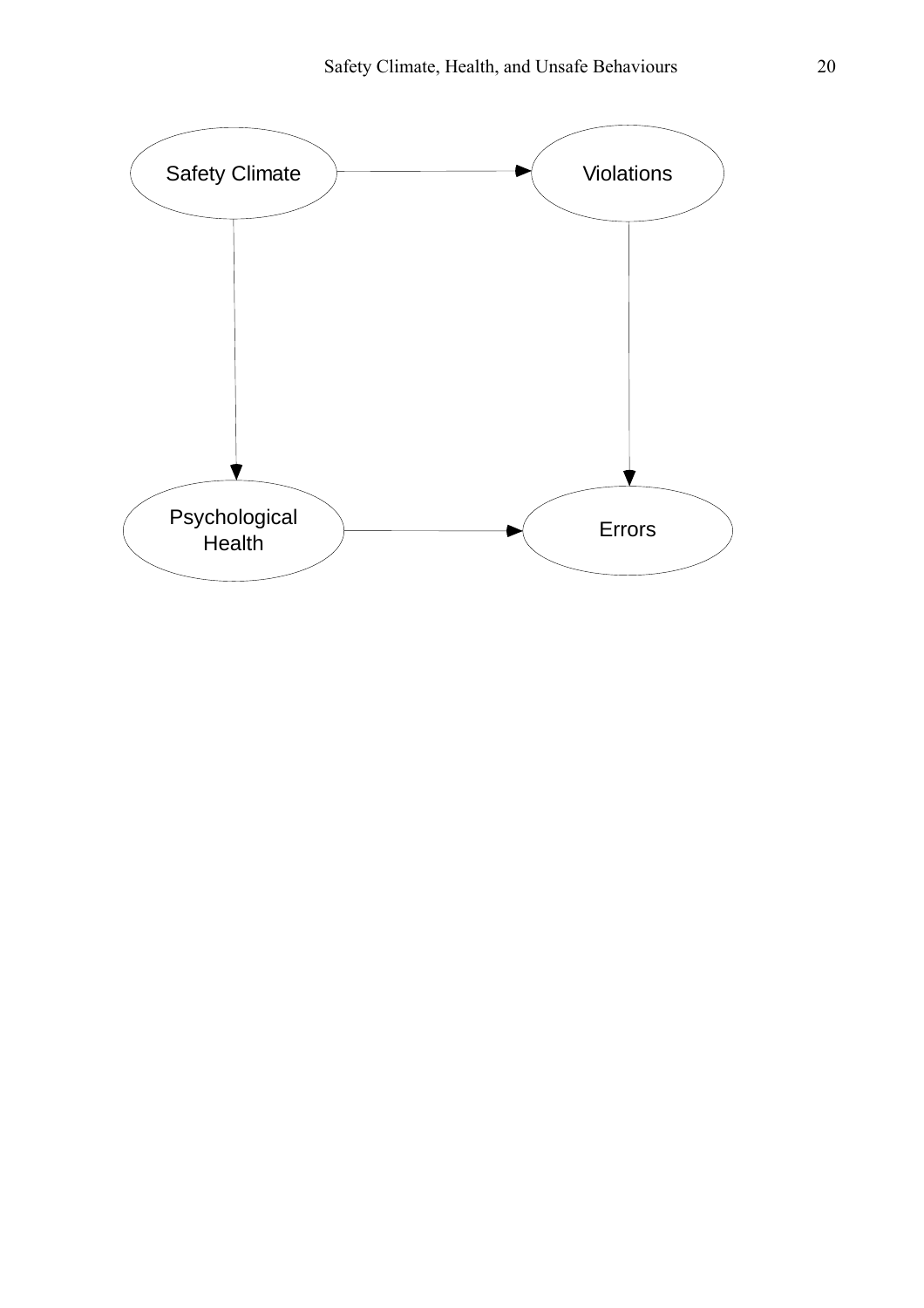Safety Climate

Violations

Psychological Health

Errors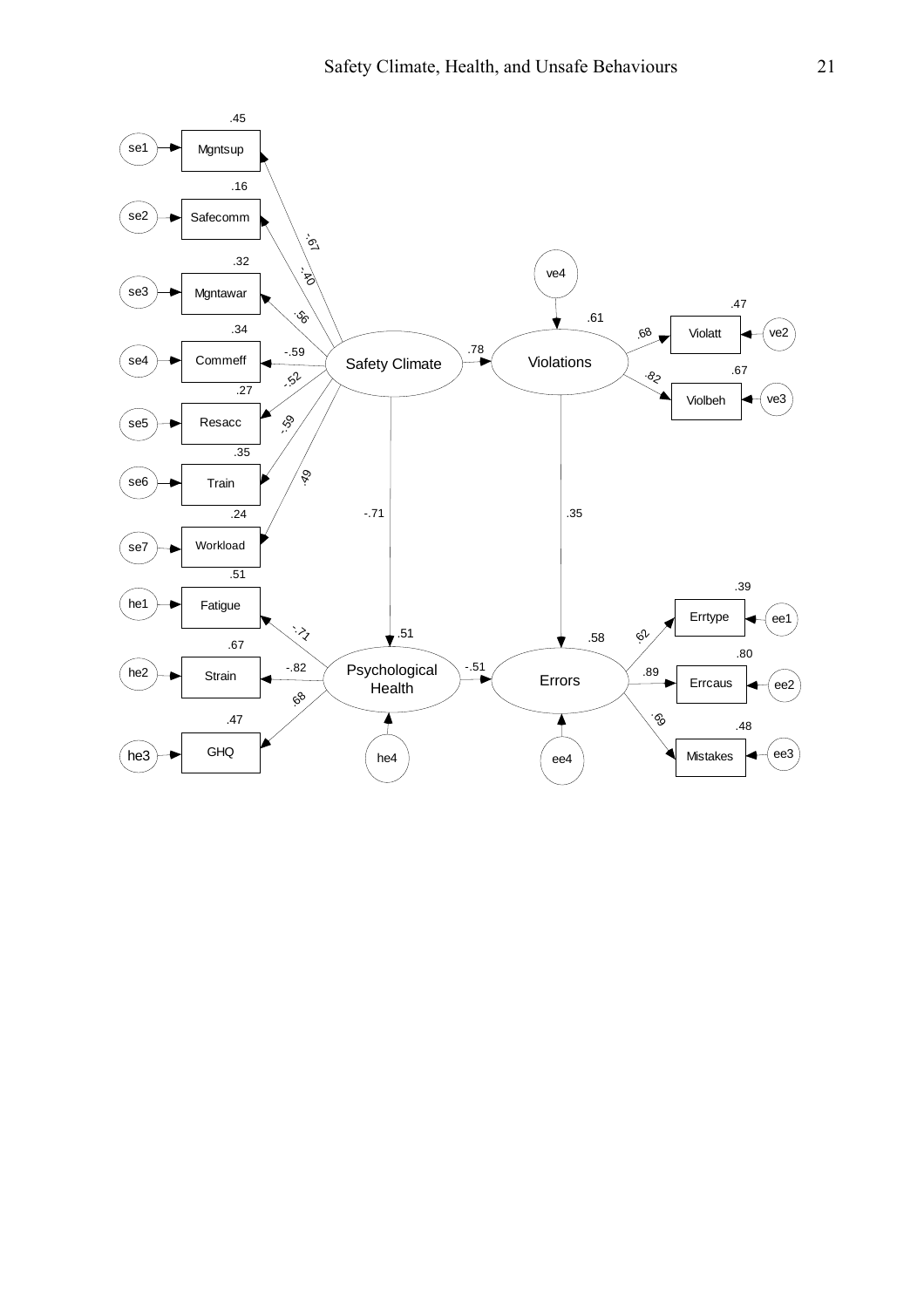.45
se1
Mgntsup
.16
se2
Safecomm
-.67
.32
-.40
se3
Mgntawar
.56
.34
se4
Commeff
-.59
Safety Climate
.78
Violations
-.52
.27
se5
Resacc
-.59
.35
se6
Train
.49
.24
se7
Workload
-.71
.35
.51
he1
Fatigue
-.71
.51
.67
he2
Strain
-.82
Psychological Health
-.51
Errors
.68
.47
he3
GHQ
he4
ee4
ve4
.61
.47
.68
Violatt
ve2
.82
.67
Violbeh
ve3
.58
.39
.62
Errtype
ee1
.80
.89
Errcaus
ee2
.69
.48
Mistakes
ee3